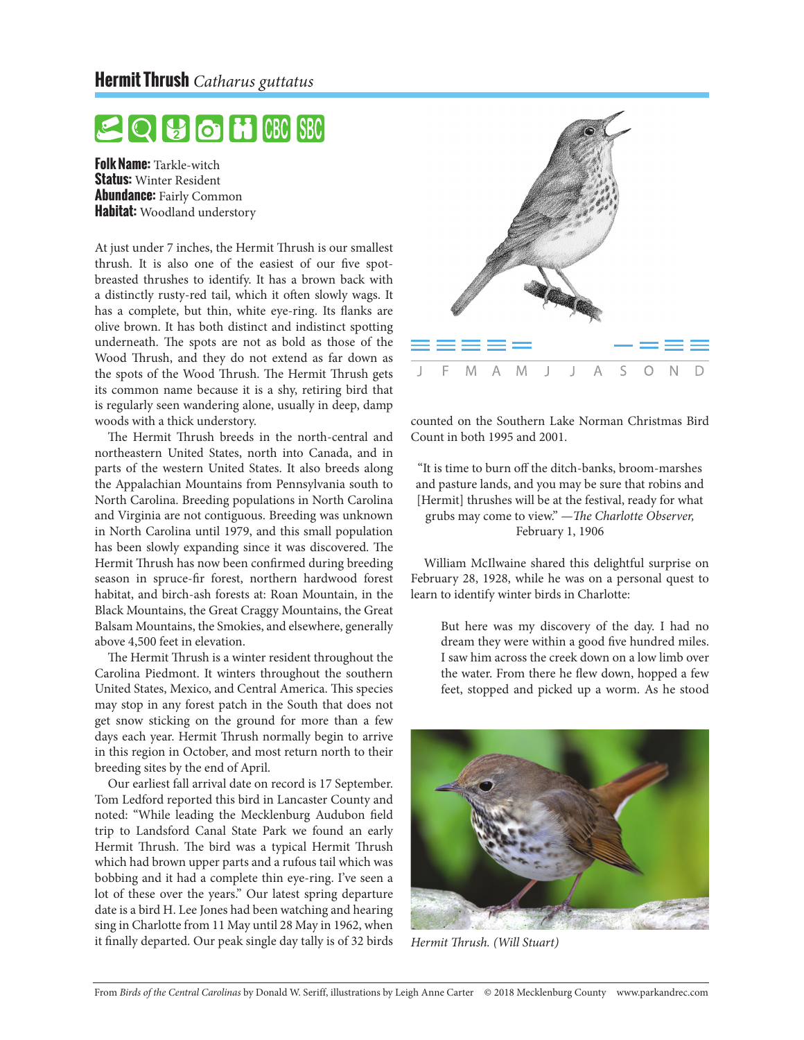## Hermit Thrush *Catharus guttatus*

**Folk Name:** Tarkle-witch
**Status:** Winter Resident
**Abundance:** Fairly Common
**Habitat:** Woodland understory

At just under 7 inches, the Hermit Thrush is our smallest thrush. It is also one of the easiest of our five spot-breasted thrushes to identify. It has a brown back with a distinctly rusty-red tail, which it often slowly wags. It has a complete, but thin, white eye-ring. Its flanks are olive brown. It has both distinct and indistinct spotting underneath. The spots are not as bold as those of the Wood Thrush, and they do not extend as far down as the spots of the Wood Thrush. The Hermit Thrush gets its common name because it is a shy, retiring bird that is regularly seen wandering alone, usually in deep, damp woods with a thick understory.

The Hermit Thrush breeds in the north-central and northeastern United States, north into Canada, and in parts of the western United States. It also breeds along the Appalachian Mountains from Pennsylvania south to North Carolina. Breeding populations in North Carolina and Virginia are not contiguous. Breeding was unknown in North Carolina until 1979, and this small population has been slowly expanding since it was discovered. The Hermit Thrush has now been confirmed during breeding season in spruce-fir forest, northern hardwood forest habitat, and birch-ash forests at: Roan Mountain, in the Black Mountains, the Great Craggy Mountains, the Great Balsam Mountains, the Smokies, and elsewhere, generally above 4,500 feet in elevation.

The Hermit Thrush is a winter resident throughout the Carolina Piedmont. It winters throughout the southern United States, Mexico, and Central America. This species may stop in any forest patch in the South that does not get snow sticking on the ground for more than a few days each year. Hermit Thrush normally begin to arrive in this region in October, and most return north to their breeding sites by the end of April.

Our earliest fall arrival date on record is 17 September. Tom Ledford reported this bird in Lancaster County and noted: "While leading the Mecklenburg Audubon field trip to Landsford Canal State Park we found an early Hermit Thrush. The bird was a typical Hermit Thrush which had brown upper parts and a rufous tail which was bobbing and it had a complete thin eye-ring. I've seen a lot of these over the years." Our latest spring departure date is a bird H. Lee Jones had been watching and hearing sing in Charlotte from 11 May until 28 May in 1962, when it finally departed. Our peak single day tally is of 32 birds counted on the Southern Lake Norman Christmas Bird Count in both 1995 and 2001.

J F M A M J J A S O N D

> "It is time to burn off the ditch-banks, broom-marshes and pasture lands, and you may be sure that robins and [Hermit] thrushes will be at the festival, ready for what grubs may come to view." —*The Charlotte Observer,* February 1, 1906

William McIlwaine shared this delightful surprise on February 28, 1928, while he was on a personal quest to learn to identify winter birds in Charlotte:

> But here was my discovery of the day. I had no dream they were within a good five hundred miles. I saw him across the creek down on a low limb over the water. From there he flew down, hopped a few feet, stopped and picked up a worm. As he stood

*Hermit Thrush. (Will Stuart)*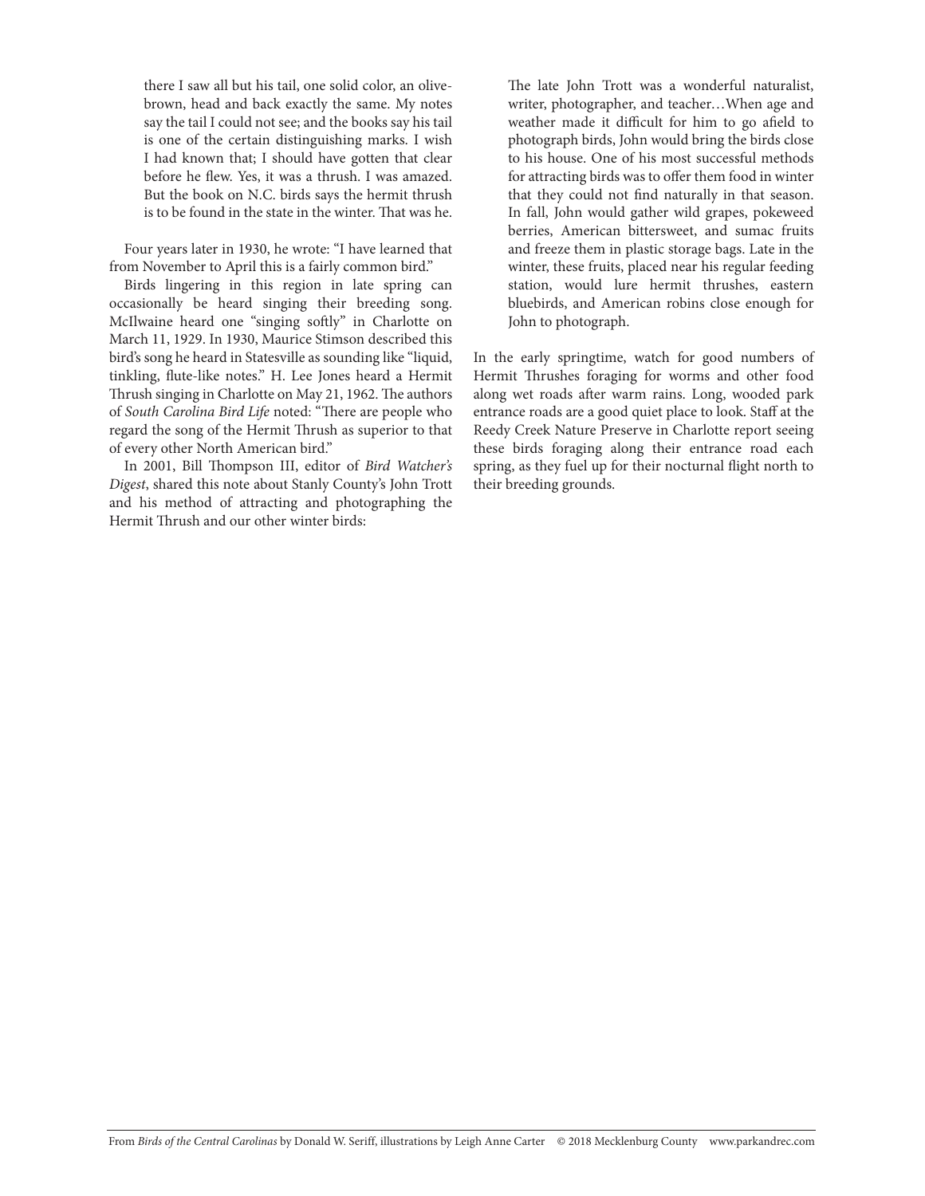> there I saw all but his tail, one solid color, an olive-brown, head and back exactly the same. My notes say the tail I could not see; and the books say his tail is one of the certain distinguishing marks. I wish I had known that; I should have gotten that clear before he flew. Yes, it was a thrush. I was amazed. But the book on N.C. birds says the hermit thrush is to be found in the state in the winter. That was he.

Four years later in 1930, he wrote: "I have learned that from November to April this is a fairly common bird."

Birds lingering in this region in late spring can occasionally be heard singing their breeding song. McIlwaine heard one "singing softly" in Charlotte on March 11, 1929. In 1930, Maurice Stimson described this bird's song he heard in Statesville as sounding like "liquid, tinkling, flute-like notes." H. Lee Jones heard a Hermit Thrush singing in Charlotte on May 21, 1962. The authors of *South Carolina Bird Life* noted: "There are people who regard the song of the Hermit Thrush as superior to that of every other North American bird."

In 2001, Bill Thompson III, editor of *Bird Watcher's Digest*, shared this note about Stanly County's John Trott and his method of attracting and photographing the Hermit Thrush and our other winter birds:

> The late John Trott was a wonderful naturalist, writer, photographer, and teacher…When age and weather made it difficult for him to go afield to photograph birds, John would bring the birds close to his house. One of his most successful methods for attracting birds was to offer them food in winter that they could not find naturally in that season. In fall, John would gather wild grapes, pokeweed berries, American bittersweet, and sumac fruits and freeze them in plastic storage bags. Late in the winter, these fruits, placed near his regular feeding station, would lure hermit thrushes, eastern bluebirds, and American robins close enough for John to photograph.

In the early springtime, watch for good numbers of Hermit Thrushes foraging for worms and other food along wet roads after warm rains. Long, wooded park entrance roads are a good quiet place to look. Staff at the Reedy Creek Nature Preserve in Charlotte report seeing these birds foraging along their entrance road each spring, as they fuel up for their nocturnal flight north to their breeding grounds.